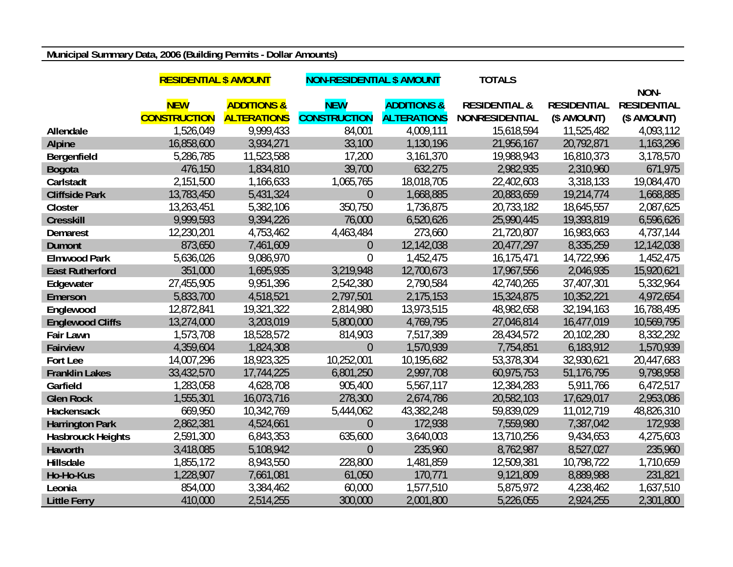**Municipal Summary Data, 2006 (Building Permits - Dollar Amounts)**

| | RESIDENTIAL $ AMOUNT | | NON-RESIDENTIAL $ AMOUNT | | TOTALS | | |
|---|---|---|---|---|---|---|---|
| | NEW CONSTRUCTION | ADDITIONS & ALTERATIONS | NEW CONSTRUCTION | ADDITIONS & ALTERATIONS | RESIDENTIAL & NONRESIDENTIAL | RESIDENTIAL ($ AMOUNT) | NON-RESIDENTIAL ($ AMOUNT) |
| Allendale | 1,526,049 | 9,999,433 | 84,001 | 4,009,111 | 15,618,594 | 11,525,482 | 4,093,112 |
| Alpine | 16,858,600 | 3,934,271 | 33,100 | 1,130,196 | 21,956,167 | 20,792,871 | 1,163,296 |
| Bergenfield | 5,286,785 | 11,523,588 | 17,200 | 3,161,370 | 19,988,943 | 16,810,373 | 3,178,570 |
| Bogota | 476,150 | 1,834,810 | 39,700 | 632,275 | 2,982,935 | 2,310,960 | 671,975 |
| Carlstadt | 2,151,500 | 1,166,633 | 1,065,765 | 18,018,705 | 22,402,603 | 3,318,133 | 19,084,470 |
| Cliffside Park | 13,783,450 | 5,431,324 | 0 | 1,668,885 | 20,883,659 | 19,214,774 | 1,668,885 |
| Closter | 13,263,451 | 5,382,106 | 350,750 | 1,736,875 | 20,733,182 | 18,645,557 | 2,087,625 |
| Cresskill | 9,999,593 | 9,394,226 | 76,000 | 6,520,626 | 25,990,445 | 19,393,819 | 6,596,626 |
| Demarest | 12,230,201 | 4,753,462 | 4,463,484 | 273,660 | 21,720,807 | 16,983,663 | 4,737,144 |
| Dumont | 873,650 | 7,461,609 | 0 | 12,142,038 | 20,477,297 | 8,335,259 | 12,142,038 |
| Elmwood Park | 5,636,026 | 9,086,970 | 0 | 1,452,475 | 16,175,471 | 14,722,996 | 1,452,475 |
| East Rutherford | 351,000 | 1,695,935 | 3,219,948 | 12,700,673 | 17,967,556 | 2,046,935 | 15,920,621 |
| Edgewater | 27,455,905 | 9,951,396 | 2,542,380 | 2,790,584 | 42,740,265 | 37,407,301 | 5,332,964 |
| Emerson | 5,833,700 | 4,518,521 | 2,797,501 | 2,175,153 | 15,324,875 | 10,352,221 | 4,972,654 |
| Englewood | 12,872,841 | 19,321,322 | 2,814,980 | 13,973,515 | 48,982,658 | 32,194,163 | 16,788,495 |
| Englewood Cliffs | 13,274,000 | 3,203,019 | 5,800,000 | 4,769,795 | 27,046,814 | 16,477,019 | 10,569,795 |
| Fair Lawn | 1,573,708 | 18,528,572 | 814,903 | 7,517,389 | 28,434,572 | 20,102,280 | 8,332,292 |
| Fairview | 4,359,604 | 1,824,308 | 0 | 1,570,939 | 7,754,851 | 6,183,912 | 1,570,939 |
| Fort Lee | 14,007,296 | 18,923,325 | 10,252,001 | 10,195,682 | 53,378,304 | 32,930,621 | 20,447,683 |
| Franklin Lakes | 33,432,570 | 17,744,225 | 6,801,250 | 2,997,708 | 60,975,753 | 51,176,795 | 9,798,958 |
| Garfield | 1,283,058 | 4,628,708 | 905,400 | 5,567,117 | 12,384,283 | 5,911,766 | 6,472,517 |
| Glen Rock | 1,555,301 | 16,073,716 | 278,300 | 2,674,786 | 20,582,103 | 17,629,017 | 2,953,086 |
| Hackensack | 669,950 | 10,342,769 | 5,444,062 | 43,382,248 | 59,839,029 | 11,012,719 | 48,826,310 |
| Harrington Park | 2,862,381 | 4,524,661 | 0 | 172,938 | 7,559,980 | 7,387,042 | 172,938 |
| Hasbrouck Heights | 2,591,300 | 6,843,353 | 635,600 | 3,640,003 | 13,710,256 | 9,434,653 | 4,275,603 |
| Haworth | 3,418,085 | 5,108,942 | 0 | 235,960 | 8,762,987 | 8,527,027 | 235,960 |
| Hillsdale | 1,855,172 | 8,943,550 | 228,800 | 1,481,859 | 12,509,381 | 10,798,722 | 1,710,659 |
| Ho-Ho-Kus | 1,228,907 | 7,661,081 | 61,050 | 170,771 | 9,121,809 | 8,889,988 | 231,821 |
| Leonia | 854,000 | 3,384,462 | 60,000 | 1,577,510 | 5,875,972 | 4,238,462 | 1,637,510 |
| Little Ferry | 410,000 | 2,514,255 | 300,000 | 2,001,800 | 5,226,055 | 2,924,255 | 2,301,800 |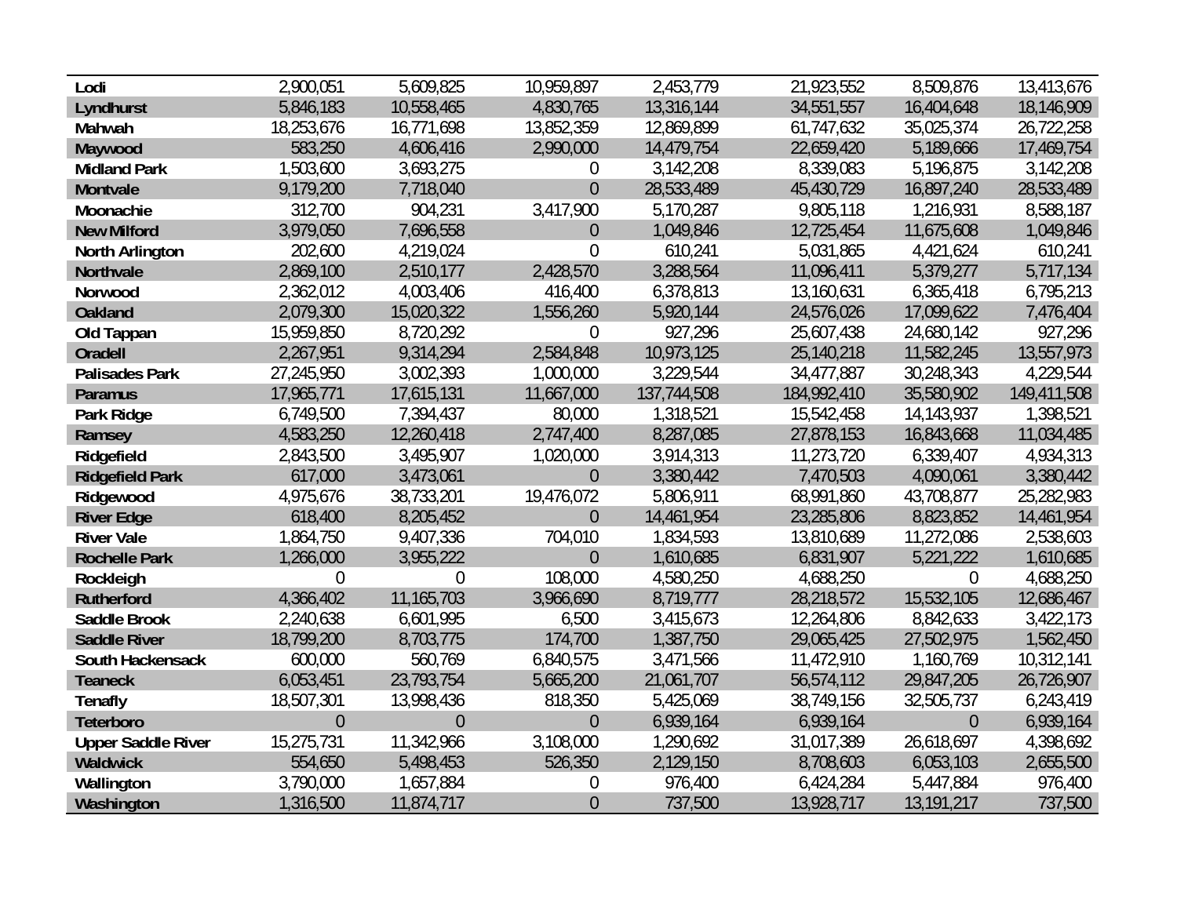| Lodi | 2,900,051 | 5,609,825 | 10,959,897 | 2,453,779 | 21,923,552 | 8,509,876 | 13,413,676 |
|---|---|---|---|---|---|---|---|
| Lyndhurst | 5,846,183 | 10,558,465 | 4,830,765 | 13,316,144 | 34,551,557 | 16,404,648 | 18,146,909 |
| Mahwah | 18,253,676 | 16,771,698 | 13,852,359 | 12,869,899 | 61,747,632 | 35,025,374 | 26,722,258 |
| Maywood | 583,250 | 4,606,416 | 2,990,000 | 14,479,754 | 22,659,420 | 5,189,666 | 17,469,754 |
| Midland Park | 1,503,600 | 3,693,275 | 0 | 3,142,208 | 8,339,083 | 5,196,875 | 3,142,208 |
| Montvale | 9,179,200 | 7,718,040 | 0 | 28,533,489 | 45,430,729 | 16,897,240 | 28,533,489 |
| Moonachie | 312,700 | 904,231 | 3,417,900 | 5,170,287 | 9,805,118 | 1,216,931 | 8,588,187 |
| New Milford | 3,979,050 | 7,696,558 | 0 | 1,049,846 | 12,725,454 | 11,675,608 | 1,049,846 |
| North Arlington | 202,600 | 4,219,024 | 0 | 610,241 | 5,031,865 | 4,421,624 | 610,241 |
| Northvale | 2,869,100 | 2,510,177 | 2,428,570 | 3,288,564 | 11,096,411 | 5,379,277 | 5,717,134 |
| Norwood | 2,362,012 | 4,003,406 | 416,400 | 6,378,813 | 13,160,631 | 6,365,418 | 6,795,213 |
| Oakland | 2,079,300 | 15,020,322 | 1,556,260 | 5,920,144 | 24,576,026 | 17,099,622 | 7,476,404 |
| Old Tappan | 15,959,850 | 8,720,292 | 0 | 927,296 | 25,607,438 | 24,680,142 | 927,296 |
| Oradell | 2,267,951 | 9,314,294 | 2,584,848 | 10,973,125 | 25,140,218 | 11,582,245 | 13,557,973 |
| Palisades Park | 27,245,950 | 3,002,393 | 1,000,000 | 3,229,544 | 34,477,887 | 30,248,343 | 4,229,544 |
| Paramus | 17,965,771 | 17,615,131 | 11,667,000 | 137,744,508 | 184,992,410 | 35,580,902 | 149,411,508 |
| Park Ridge | 6,749,500 | 7,394,437 | 80,000 | 1,318,521 | 15,542,458 | 14,143,937 | 1,398,521 |
| Ramsey | 4,583,250 | 12,260,418 | 2,747,400 | 8,287,085 | 27,878,153 | 16,843,668 | 11,034,485 |
| Ridgefield | 2,843,500 | 3,495,907 | 1,020,000 | 3,914,313 | 11,273,720 | 6,339,407 | 4,934,313 |
| Ridgefield Park | 617,000 | 3,473,061 | 0 | 3,380,442 | 7,470,503 | 4,090,061 | 3,380,442 |
| Ridgewood | 4,975,676 | 38,733,201 | 19,476,072 | 5,806,911 | 68,991,860 | 43,708,877 | 25,282,983 |
| River Edge | 618,400 | 8,205,452 | 0 | 14,461,954 | 23,285,806 | 8,823,852 | 14,461,954 |
| River Vale | 1,864,750 | 9,407,336 | 704,010 | 1,834,593 | 13,810,689 | 11,272,086 | 2,538,603 |
| Rochelle Park | 1,266,000 | 3,955,222 | 0 | 1,610,685 | 6,831,907 | 5,221,222 | 1,610,685 |
| Rockleigh | 0 | 0 | 108,000 | 4,580,250 | 4,688,250 | 0 | 4,688,250 |
| Rutherford | 4,366,402 | 11,165,703 | 3,966,690 | 8,719,777 | 28,218,572 | 15,532,105 | 12,686,467 |
| Saddle Brook | 2,240,638 | 6,601,995 | 6,500 | 3,415,673 | 12,264,806 | 8,842,633 | 3,422,173 |
| Saddle River | 18,799,200 | 8,703,775 | 174,700 | 1,387,750 | 29,065,425 | 27,502,975 | 1,562,450 |
| South Hackensack | 600,000 | 560,769 | 6,840,575 | 3,471,566 | 11,472,910 | 1,160,769 | 10,312,141 |
| Teaneck | 6,053,451 | 23,793,754 | 5,665,200 | 21,061,707 | 56,574,112 | 29,847,205 | 26,726,907 |
| Tenafly | 18,507,301 | 13,998,436 | 818,350 | 5,425,069 | 38,749,156 | 32,505,737 | 6,243,419 |
| Teterboro | 0 | 0 | 0 | 6,939,164 | 6,939,164 | 0 | 6,939,164 |
| Upper Saddle River | 15,275,731 | 11,342,966 | 3,108,000 | 1,290,692 | 31,017,389 | 26,618,697 | 4,398,692 |
| Waldwick | 554,650 | 5,498,453 | 526,350 | 2,129,150 | 8,708,603 | 6,053,103 | 2,655,500 |
| Wallington | 3,790,000 | 1,657,884 | 0 | 976,400 | 6,424,284 | 5,447,884 | 976,400 |
| Washington | 1,316,500 | 11,874,717 | 0 | 737,500 | 13,928,717 | 13,191,217 | 737,500 |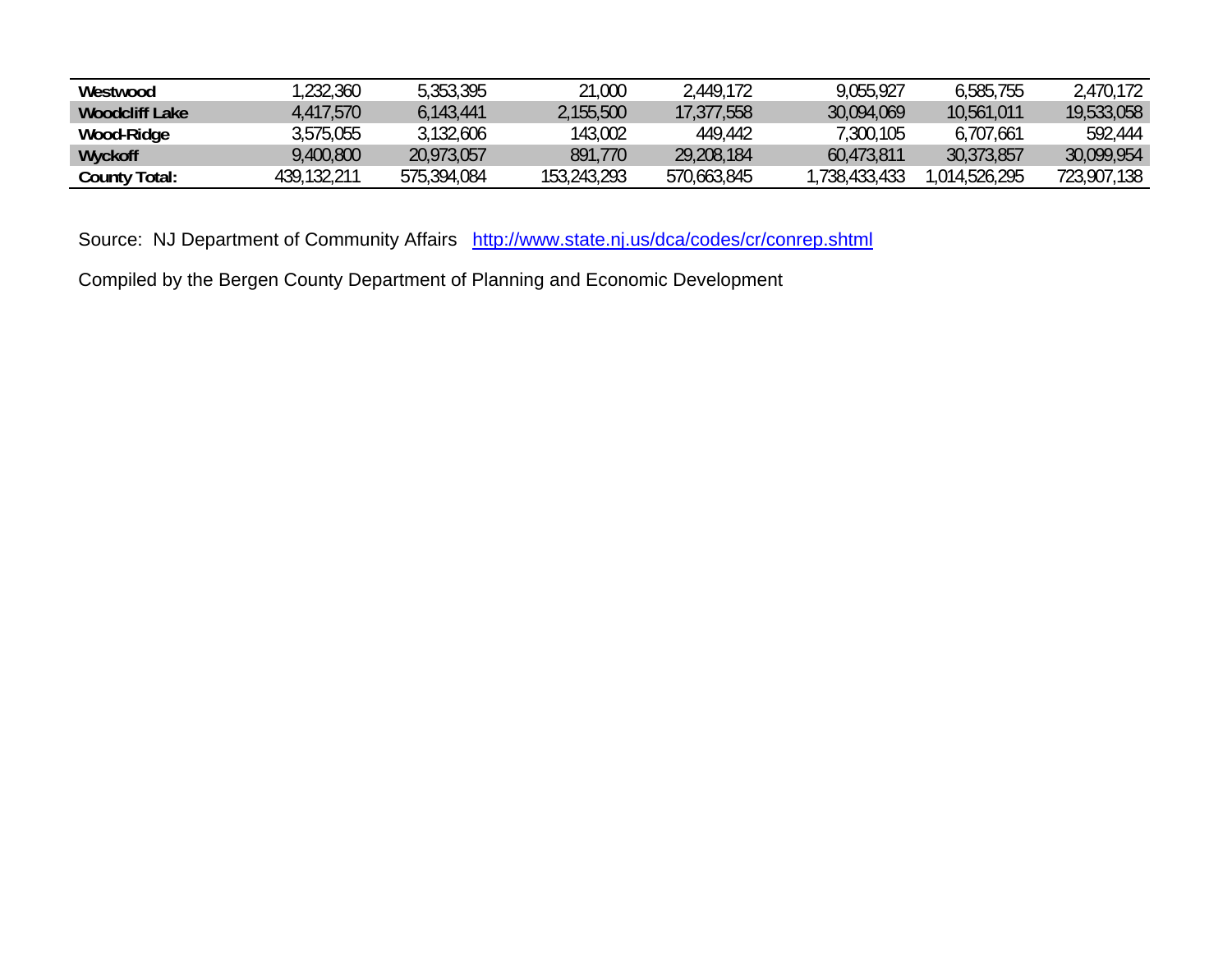| | | | | | | | |
|---|---|---|---|---|---|---|---|
| **Westwood** | 1,232,360 | 5,353,395 | 21,000 | 2,449,172 | 9,055,927 | 6,585,755 | 2,470,172 |
| **Woodcliff Lake** | 4,417,570 | 6,143,441 | 2,155,500 | 17,377,558 | 30,094,069 | 10,561,011 | 19,533,058 |
| **Wood-Ridge** | 3,575,055 | 3,132,606 | 143,002 | 449,442 | 7,300,105 | 6,707,661 | 592,444 |
| **Wyckoff** | 9,400,800 | 20,973,057 | 891,770 | 29,208,184 | 60,473,811 | 30,373,857 | 30,099,954 |
| **County Total:** | 439,132,211 | 575,394,084 | 153,243,293 | 570,663,845 | 1,738,433,433 | 1,014,526,295 | 723,907,138 |

Source: NJ Department of Community Affairs http://www.state.nj.us/dca/codes/cr/conrep.shtml

Compiled by the Bergen County Department of Planning and Economic Development